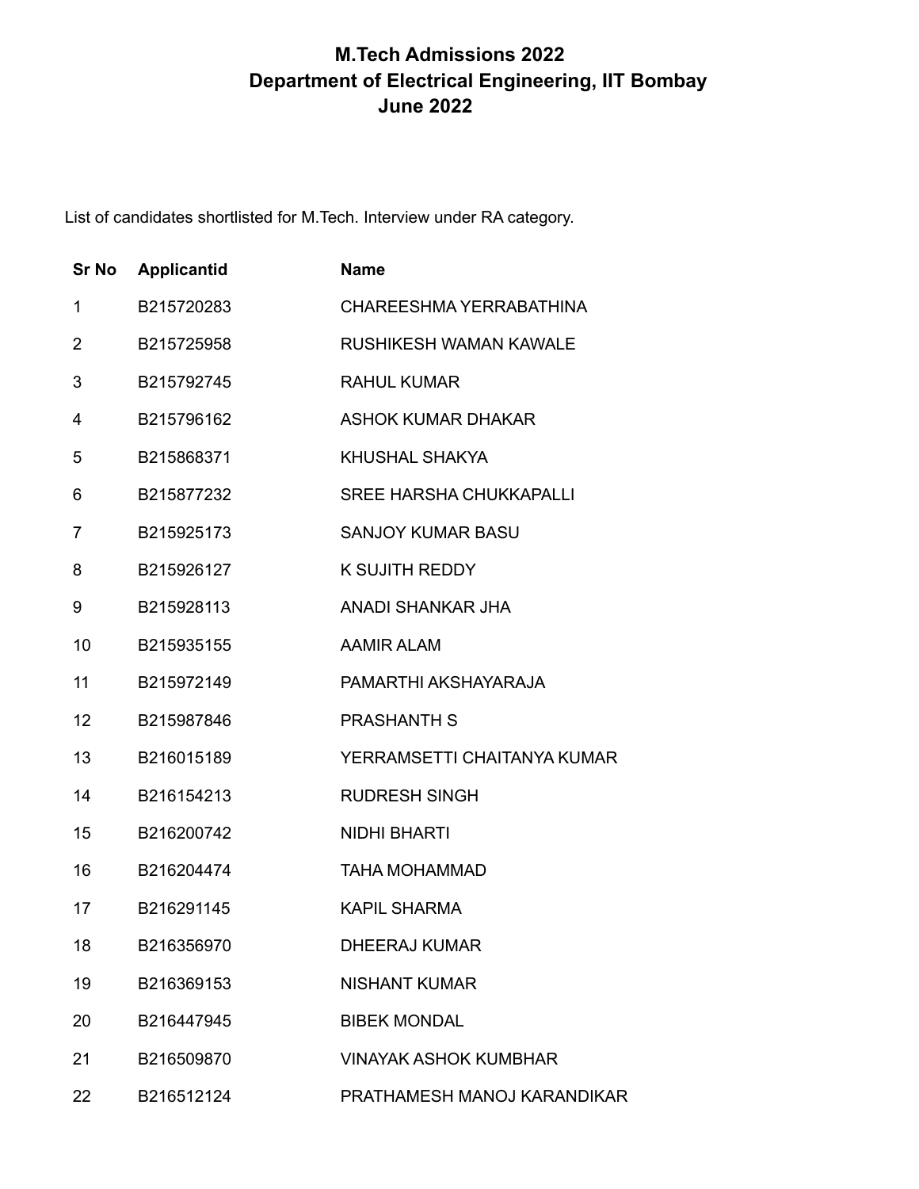# M.Tech Admissions 2022
# Department of Electrical Engineering, IIT Bombay
# June 2022

List of candidates shortlisted for M.Tech. Interview under RA category.

| Sr No | Applicantid | Name |
|---|---|---|
| 1 | B215720283 | CHAREESHMA YERRABATHINA |
| 2 | B215725958 | RUSHIKESH WAMAN KAWALE |
| 3 | B215792745 | RAHUL KUMAR |
| 4 | B215796162 | ASHOK KUMAR DHAKAR |
| 5 | B215868371 | KHUSHAL SHAKYA |
| 6 | B215877232 | SREE HARSHA CHUKKAPALLI |
| 7 | B215925173 | SANJOY KUMAR BASU |
| 8 | B215926127 | K SUJITH REDDY |
| 9 | B215928113 | ANADI SHANKAR JHA |
| 10 | B215935155 | AAMIR ALAM |
| 11 | B215972149 | PAMARTHI AKSHAYARAJA |
| 12 | B215987846 | PRASHANTH S |
| 13 | B216015189 | YERRAMSETTI CHAITANYA KUMAR |
| 14 | B216154213 | RUDRESH SINGH |
| 15 | B216200742 | NIDHI BHARTI |
| 16 | B216204474 | TAHA MOHAMMAD |
| 17 | B216291145 | KAPIL SHARMA |
| 18 | B216356970 | DHEERAJ KUMAR |
| 19 | B216369153 | NISHANT KUMAR |
| 20 | B216447945 | BIBEK MONDAL |
| 21 | B216509870 | VINAYAK ASHOK KUMBHAR |
| 22 | B216512124 | PRATHAMESH MANOJ KARANDIKAR |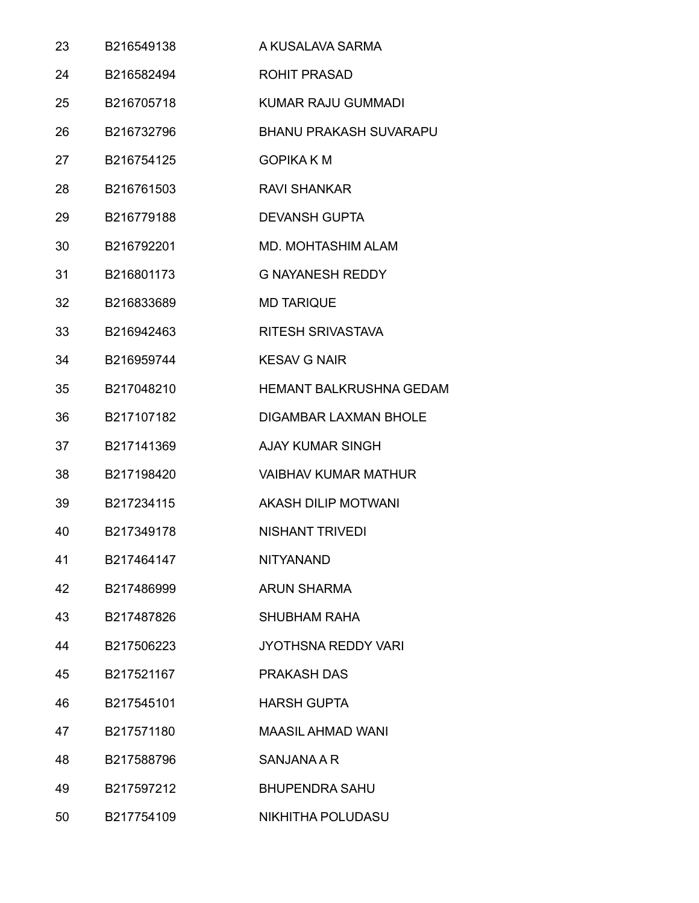| | | |
|---|---|---|
| 23 | B216549138 | A KUSALAVA SARMA |
| 24 | B216582494 | ROHIT PRASAD |
| 25 | B216705718 | KUMAR RAJU GUMMADI |
| 26 | B216732796 | BHANU PRAKASH SUVARAPU |
| 27 | B216754125 | GOPIKA K M |
| 28 | B216761503 | RAVI SHANKAR |
| 29 | B216779188 | DEVANSH GUPTA |
| 30 | B216792201 | MD. MOHTASHIM ALAM |
| 31 | B216801173 | G NAYANESH REDDY |
| 32 | B216833689 | MD TARIQUE |
| 33 | B216942463 | RITESH SRIVASTAVA |
| 34 | B216959744 | KESAV G NAIR |
| 35 | B217048210 | HEMANT BALKRUSHNA GEDAM |
| 36 | B217107182 | DIGAMBAR LAXMAN BHOLE |
| 37 | B217141369 | AJAY KUMAR SINGH |
| 38 | B217198420 | VAIBHAV KUMAR MATHUR |
| 39 | B217234115 | AKASH DILIP MOTWANI |
| 40 | B217349178 | NISHANT TRIVEDI |
| 41 | B217464147 | NITYANAND |
| 42 | B217486999 | ARUN SHARMA |
| 43 | B217487826 | SHUBHAM RAHA |
| 44 | B217506223 | JYOTHSNA REDDY VARI |
| 45 | B217521167 | PRAKASH DAS |
| 46 | B217545101 | HARSH GUPTA |
| 47 | B217571180 | MAASIL AHMAD WANI |
| 48 | B217588796 | SANJANA A R |
| 49 | B217597212 | BHUPENDRA SAHU |
| 50 | B217754109 | NIKHITHA POLUDASU |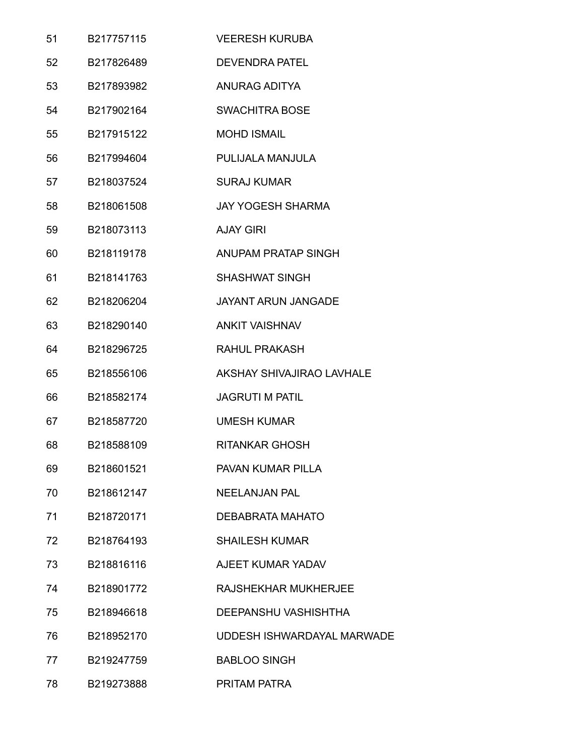| | | |
|---|---|---|
| 51 | B217757115 | VEERESH KURUBA |
| 52 | B217826489 | DEVENDRA PATEL |
| 53 | B217893982 | ANURAG ADITYA |
| 54 | B217902164 | SWACHITRA BOSE |
| 55 | B217915122 | MOHD ISMAIL |
| 56 | B217994604 | PULIJALA MANJULA |
| 57 | B218037524 | SURAJ KUMAR |
| 58 | B218061508 | JAY YOGESH SHARMA |
| 59 | B218073113 | AJAY GIRI |
| 60 | B218119178 | ANUPAM PRATAP SINGH |
| 61 | B218141763 | SHASHWAT SINGH |
| 62 | B218206204 | JAYANT ARUN JANGADE |
| 63 | B218290140 | ANKIT VAISHNAV |
| 64 | B218296725 | RAHUL PRAKASH |
| 65 | B218556106 | AKSHAY SHIVAJIRAO LAVHALE |
| 66 | B218582174 | JAGRUTI M PATIL |
| 67 | B218587720 | UMESH KUMAR |
| 68 | B218588109 | RITANKAR GHOSH |
| 69 | B218601521 | PAVAN KUMAR PILLA |
| 70 | B218612147 | NEELANJAN PAL |
| 71 | B218720171 | DEBABRATA MAHATO |
| 72 | B218764193 | SHAILESH KUMAR |
| 73 | B218816116 | AJEET KUMAR YADAV |
| 74 | B218901772 | RAJSHEKHAR MUKHERJEE |
| 75 | B218946618 | DEEPANSHU VASHISHTHA |
| 76 | B218952170 | UDDESH ISHWARDAYAL MARWADE |
| 77 | B219247759 | BABLOO SINGH |
| 78 | B219273888 | PRITAM PATRA |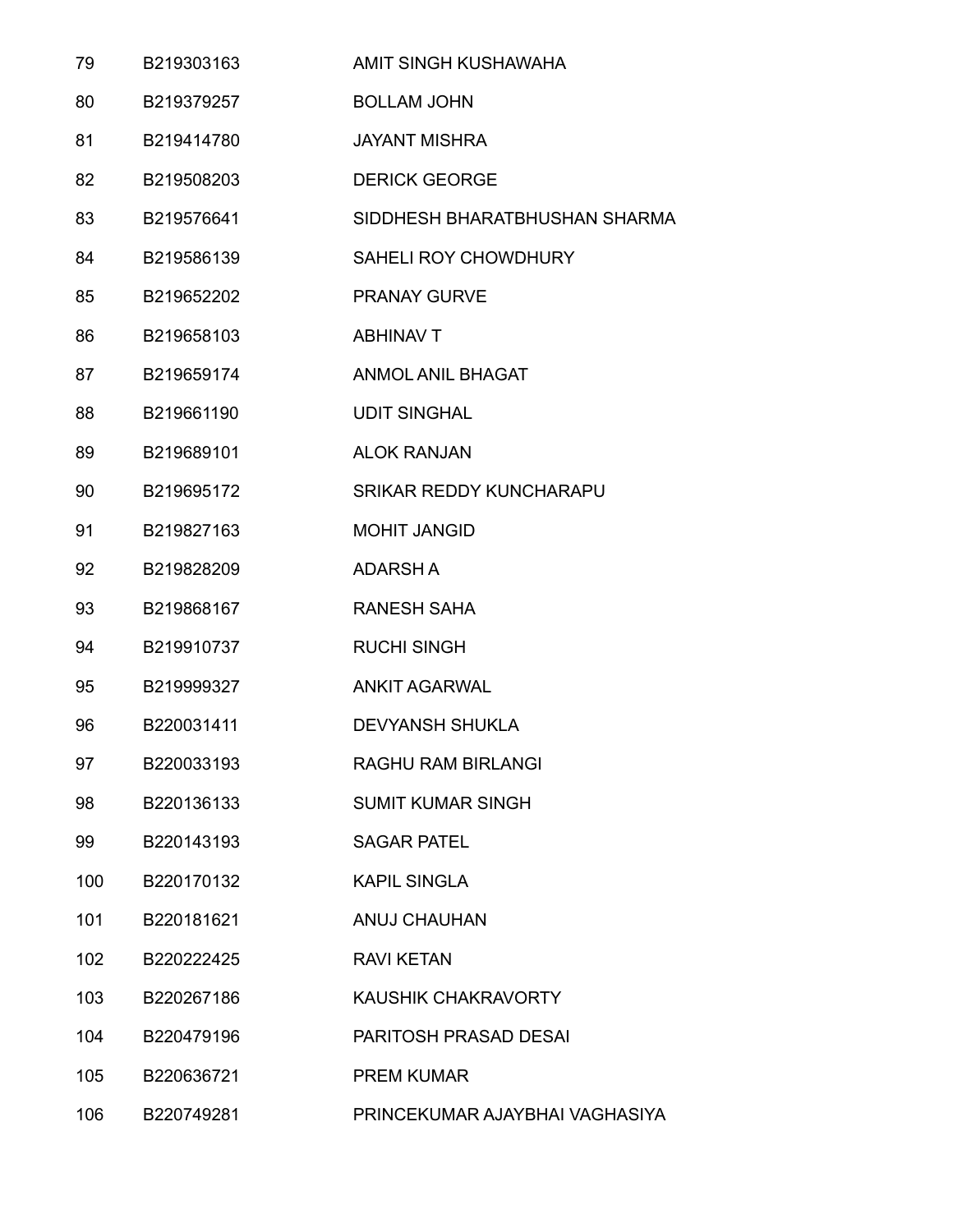| | | |
|---|---|---|
| 79 | B219303163 | AMIT SINGH KUSHAWAHA |
| 80 | B219379257 | BOLLAM JOHN |
| 81 | B219414780 | JAYANT MISHRA |
| 82 | B219508203 | DERICK GEORGE |
| 83 | B219576641 | SIDDHESH BHARATBHUSHAN SHARMA |
| 84 | B219586139 | SAHELI ROY CHOWDHURY |
| 85 | B219652202 | PRANAY GURVE |
| 86 | B219658103 | ABHINAV T |
| 87 | B219659174 | ANMOL ANIL BHAGAT |
| 88 | B219661190 | UDIT SINGHAL |
| 89 | B219689101 | ALOK RANJAN |
| 90 | B219695172 | SRIKAR REDDY KUNCHARAPU |
| 91 | B219827163 | MOHIT JANGID |
| 92 | B219828209 | ADARSH A |
| 93 | B219868167 | RANESH SAHA |
| 94 | B219910737 | RUCHI SINGH |
| 95 | B219999327 | ANKIT AGARWAL |
| 96 | B220031411 | DEVYANSH SHUKLA |
| 97 | B220033193 | RAGHU RAM BIRLANGI |
| 98 | B220136133 | SUMIT KUMAR SINGH |
| 99 | B220143193 | SAGAR PATEL |
| 100 | B220170132 | KAPIL SINGLA |
| 101 | B220181621 | ANUJ CHAUHAN |
| 102 | B220222425 | RAVI KETAN |
| 103 | B220267186 | KAUSHIK CHAKRAVORTY |
| 104 | B220479196 | PARITOSH PRASAD DESAI |
| 105 | B220636721 | PREM KUMAR |
| 106 | B220749281 | PRINCEKUMAR AJAYBHAI VAGHASIYA |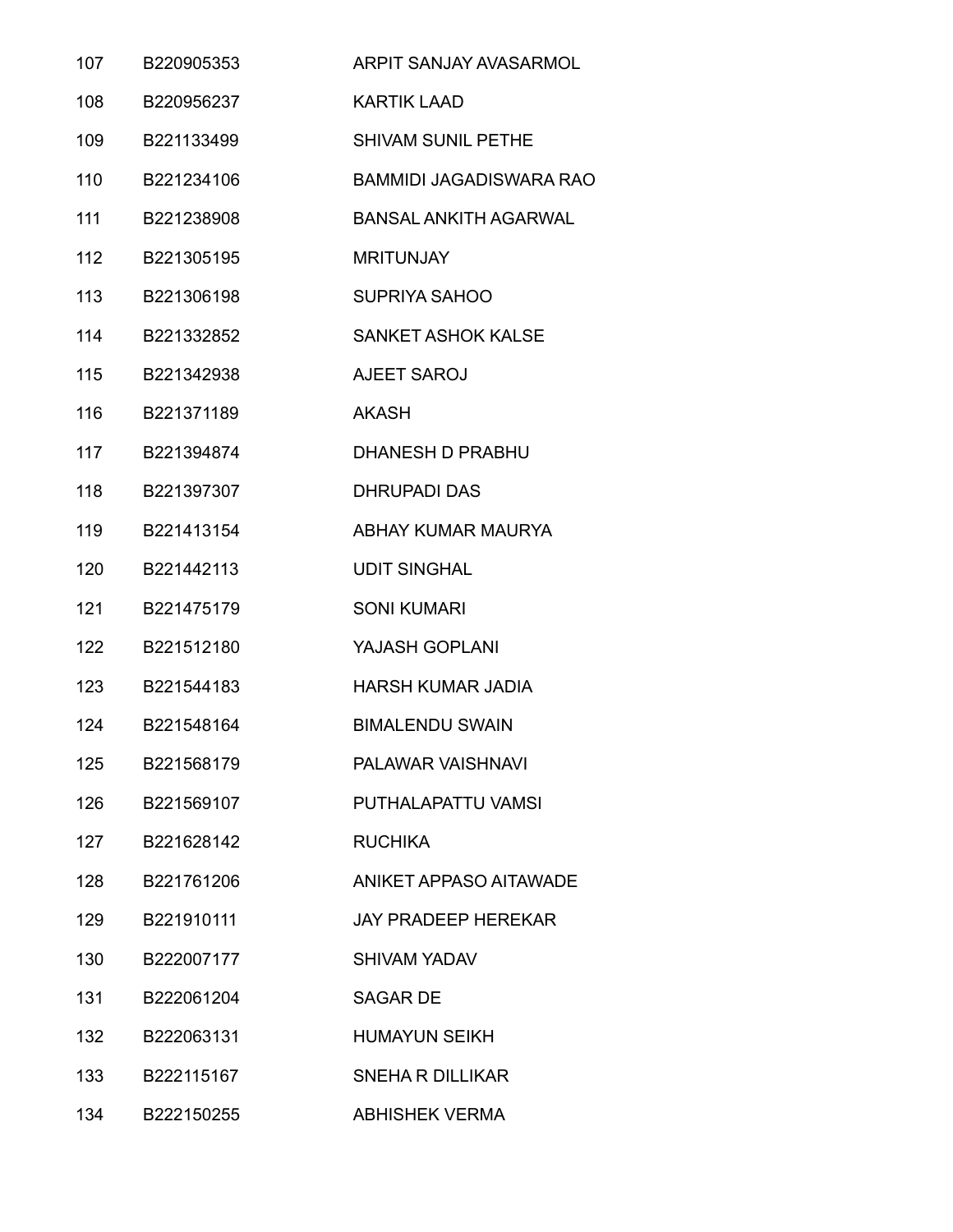| | | |
|---|---|---|
| 107 | B220905353 | ARPIT SANJAY AVASARMOL |
| 108 | B220956237 | KARTIK LAAD |
| 109 | B221133499 | SHIVAM SUNIL PETHE |
| 110 | B221234106 | BAMMIDI JAGADISWARA RAO |
| 111 | B221238908 | BANSAL ANKITH AGARWAL |
| 112 | B221305195 | MRITUNJAY |
| 113 | B221306198 | SUPRIYA SAHOO |
| 114 | B221332852 | SANKET ASHOK KALSE |
| 115 | B221342938 | AJEET SAROJ |
| 116 | B221371189 | AKASH |
| 117 | B221394874 | DHANESH D PRABHU |
| 118 | B221397307 | DHRUPADI DAS |
| 119 | B221413154 | ABHAY KUMAR MAURYA |
| 120 | B221442113 | UDIT SINGHAL |
| 121 | B221475179 | SONI KUMARI |
| 122 | B221512180 | YAJASH GOPLANI |
| 123 | B221544183 | HARSH KUMAR JADIA |
| 124 | B221548164 | BIMALENDU SWAIN |
| 125 | B221568179 | PALAWAR VAISHNAVI |
| 126 | B221569107 | PUTHALAPATTU VAMSI |
| 127 | B221628142 | RUCHIKA |
| 128 | B221761206 | ANIKET APPASO AITAWADE |
| 129 | B221910111 | JAY PRADEEP HEREKAR |
| 130 | B222007177 | SHIVAM YADAV |
| 131 | B222061204 | SAGAR DE |
| 132 | B222063131 | HUMAYUN SEIKH |
| 133 | B222115167 | SNEHA R DILLIKAR |
| 134 | B222150255 | ABHISHEK VERMA |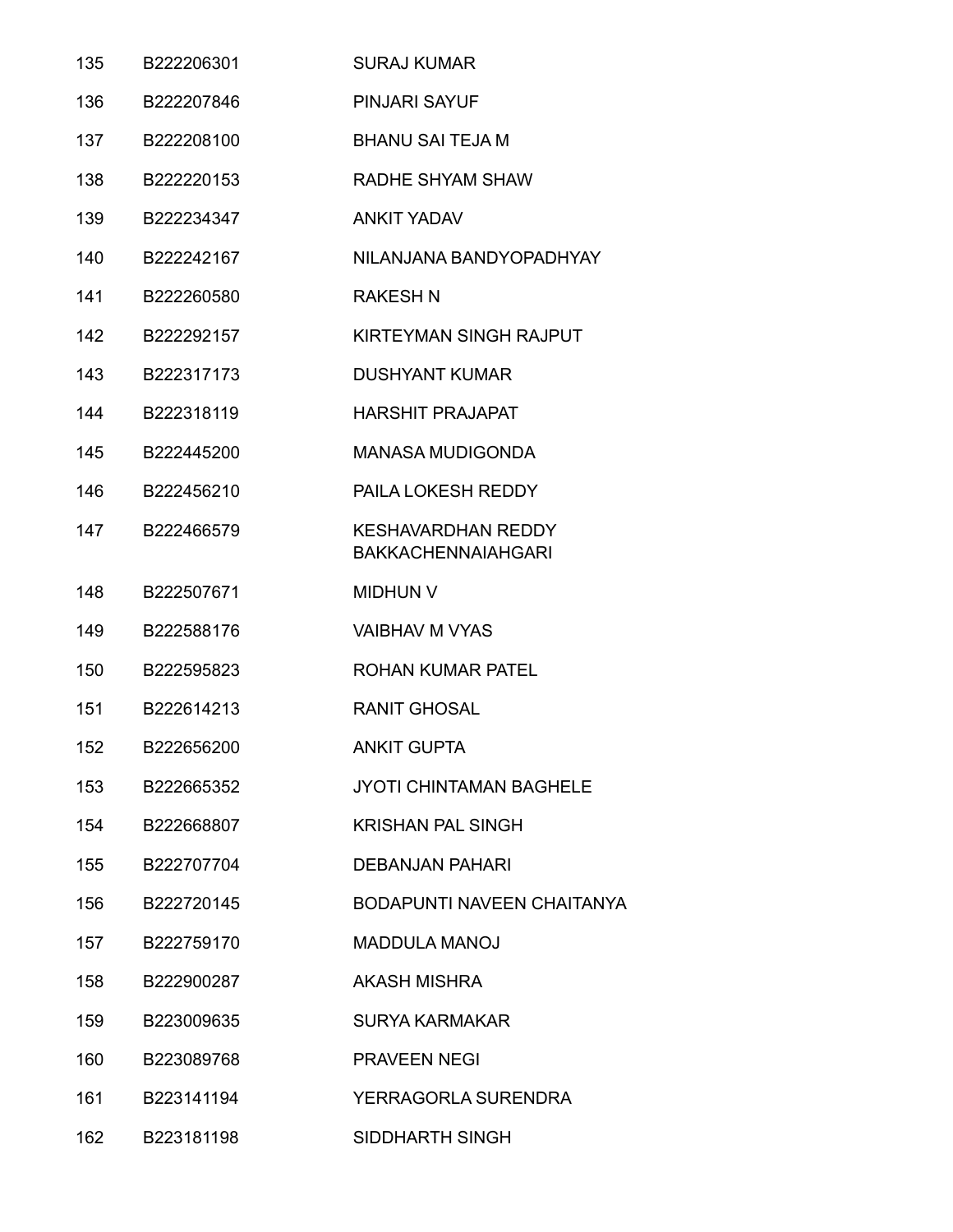| | | |
|---|---|---|
| 135 | B222206301 | SURAJ KUMAR |
| 136 | B222207846 | PINJARI SAYUF |
| 137 | B222208100 | BHANU SAI TEJA M |
| 138 | B222220153 | RADHE SHYAM SHAW |
| 139 | B222234347 | ANKIT YADAV |
| 140 | B222242167 | NILANJANA BANDYOPADHYAY |
| 141 | B222260580 | RAKESH N |
| 142 | B222292157 | KIRTEYMAN SINGH RAJPUT |
| 143 | B222317173 | DUSHYANT KUMAR |
| 144 | B222318119 | HARSHIT PRAJAPAT |
| 145 | B222445200 | MANASA MUDIGONDA |
| 146 | B222456210 | PAILA LOKESH REDDY |
| 147 | B222466579 | KESHAVARDHAN REDDY BAKKACHENNAIAHGARI |
| 148 | B222507671 | MIDHUN V |
| 149 | B222588176 | VAIBHAV M VYAS |
| 150 | B222595823 | ROHAN KUMAR PATEL |
| 151 | B222614213 | RANIT GHOSAL |
| 152 | B222656200 | ANKIT GUPTA |
| 153 | B222665352 | JYOTI CHINTAMAN BAGHELE |
| 154 | B222668807 | KRISHAN PAL SINGH |
| 155 | B222707704 | DEBANJAN PAHARI |
| 156 | B222720145 | BODAPUNTI NAVEEN CHAITANYA |
| 157 | B222759170 | MADDULA MANOJ |
| 158 | B222900287 | AKASH MISHRA |
| 159 | B223009635 | SURYA KARMAKAR |
| 160 | B223089768 | PRAVEEN NEGI |
| 161 | B223141194 | YERRAGORLA SURENDRA |
| 162 | B223181198 | SIDDHARTH SINGH |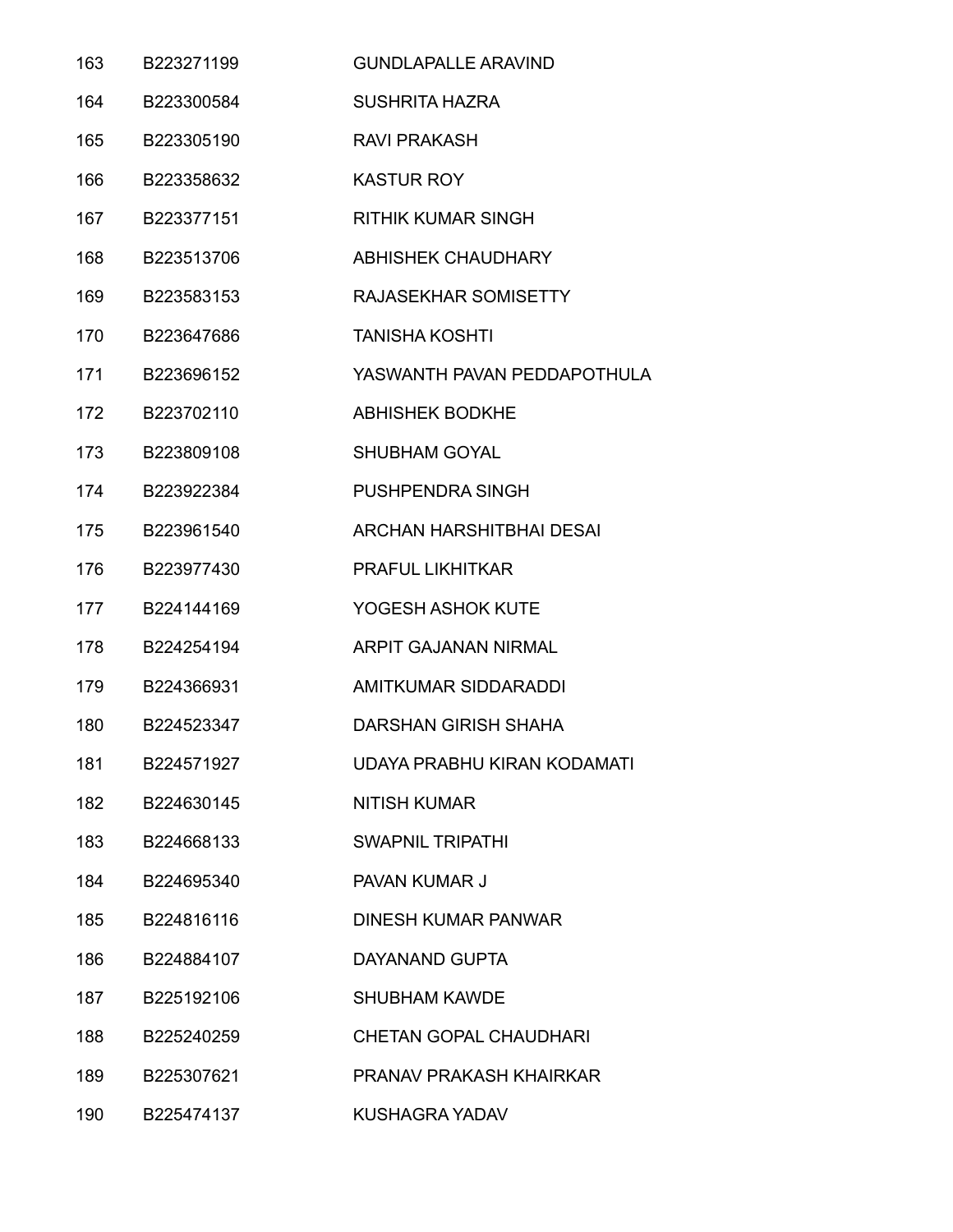| | | |
|---|---|---|
| 163 | B223271199 | GUNDLAPALLE ARAVIND |
| 164 | B223300584 | SUSHRITA HAZRA |
| 165 | B223305190 | RAVI PRAKASH |
| 166 | B223358632 | KASTUR ROY |
| 167 | B223377151 | RITHIK KUMAR SINGH |
| 168 | B223513706 | ABHISHEK CHAUDHARY |
| 169 | B223583153 | RAJASEKHAR SOMISETTY |
| 170 | B223647686 | TANISHA KOSHTI |
| 171 | B223696152 | YASWANTH PAVAN PEDDAPOTHULA |
| 172 | B223702110 | ABHISHEK BODKHE |
| 173 | B223809108 | SHUBHAM GOYAL |
| 174 | B223922384 | PUSHPENDRA SINGH |
| 175 | B223961540 | ARCHAN HARSHITBHAI DESAI |
| 176 | B223977430 | PRAFUL LIKHITKAR |
| 177 | B224144169 | YOGESH ASHOK KUTE |
| 178 | B224254194 | ARPIT GAJANAN NIRMAL |
| 179 | B224366931 | AMITKUMAR SIDDARADDI |
| 180 | B224523347 | DARSHAN GIRISH SHAHA |
| 181 | B224571927 | UDAYA PRABHU KIRAN KODAMATI |
| 182 | B224630145 | NITISH KUMAR |
| 183 | B224668133 | SWAPNIL TRIPATHI |
| 184 | B224695340 | PAVAN KUMAR J |
| 185 | B224816116 | DINESH KUMAR PANWAR |
| 186 | B224884107 | DAYANAND GUPTA |
| 187 | B225192106 | SHUBHAM KAWDE |
| 188 | B225240259 | CHETAN GOPAL CHAUDHARI |
| 189 | B225307621 | PRANAV PRAKASH KHAIRKAR |
| 190 | B225474137 | KUSHAGRA YADAV |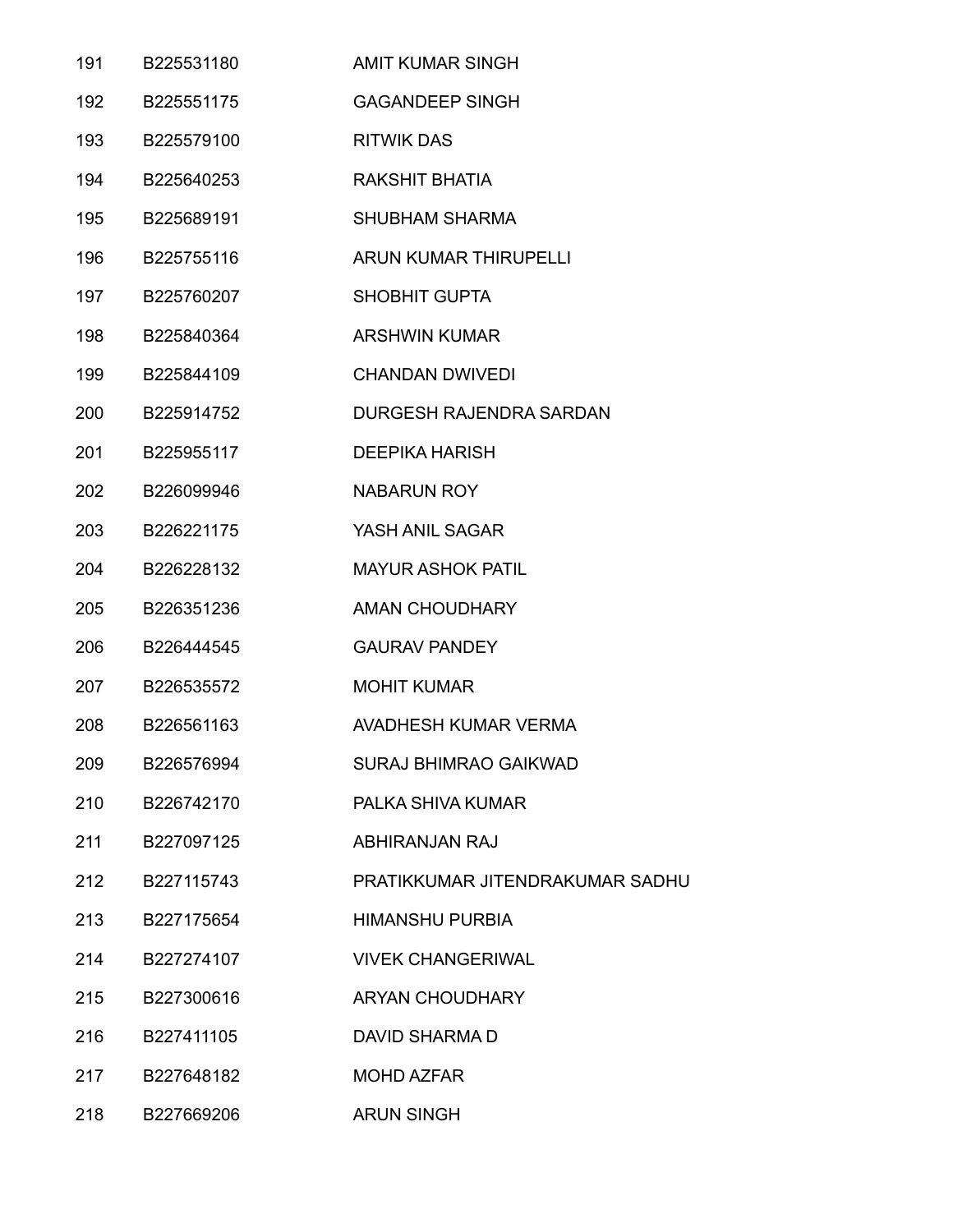| | | |
|---|---|---|
| 191 | B225531180 | AMIT KUMAR SINGH |
| 192 | B225551175 | GAGANDEEP SINGH |
| 193 | B225579100 | RITWIK DAS |
| 194 | B225640253 | RAKSHIT BHATIA |
| 195 | B225689191 | SHUBHAM SHARMA |
| 196 | B225755116 | ARUN KUMAR THIRUPELLI |
| 197 | B225760207 | SHOBHIT GUPTA |
| 198 | B225840364 | ARSHWIN KUMAR |
| 199 | B225844109 | CHANDAN DWIVEDI |
| 200 | B225914752 | DURGESH RAJENDRA SARDAN |
| 201 | B225955117 | DEEPIKA HARISH |
| 202 | B226099946 | NABARUN ROY |
| 203 | B226221175 | YASH ANIL SAGAR |
| 204 | B226228132 | MAYUR ASHOK PATIL |
| 205 | B226351236 | AMAN CHOUDHARY |
| 206 | B226444545 | GAURAV PANDEY |
| 207 | B226535572 | MOHIT KUMAR |
| 208 | B226561163 | AVADHESH KUMAR VERMA |
| 209 | B226576994 | SURAJ BHIMRAO GAIKWAD |
| 210 | B226742170 | PALKA SHIVA KUMAR |
| 211 | B227097125 | ABHIRANJAN RAJ |
| 212 | B227115743 | PRATIKKUMAR JITENDRAKUMAR SADHU |
| 213 | B227175654 | HIMANSHU PURBIA |
| 214 | B227274107 | VIVEK CHANGERIWAL |
| 215 | B227300616 | ARYAN CHOUDHARY |
| 216 | B227411105 | DAVID SHARMA D |
| 217 | B227648182 | MOHD AZFAR |
| 218 | B227669206 | ARUN SINGH |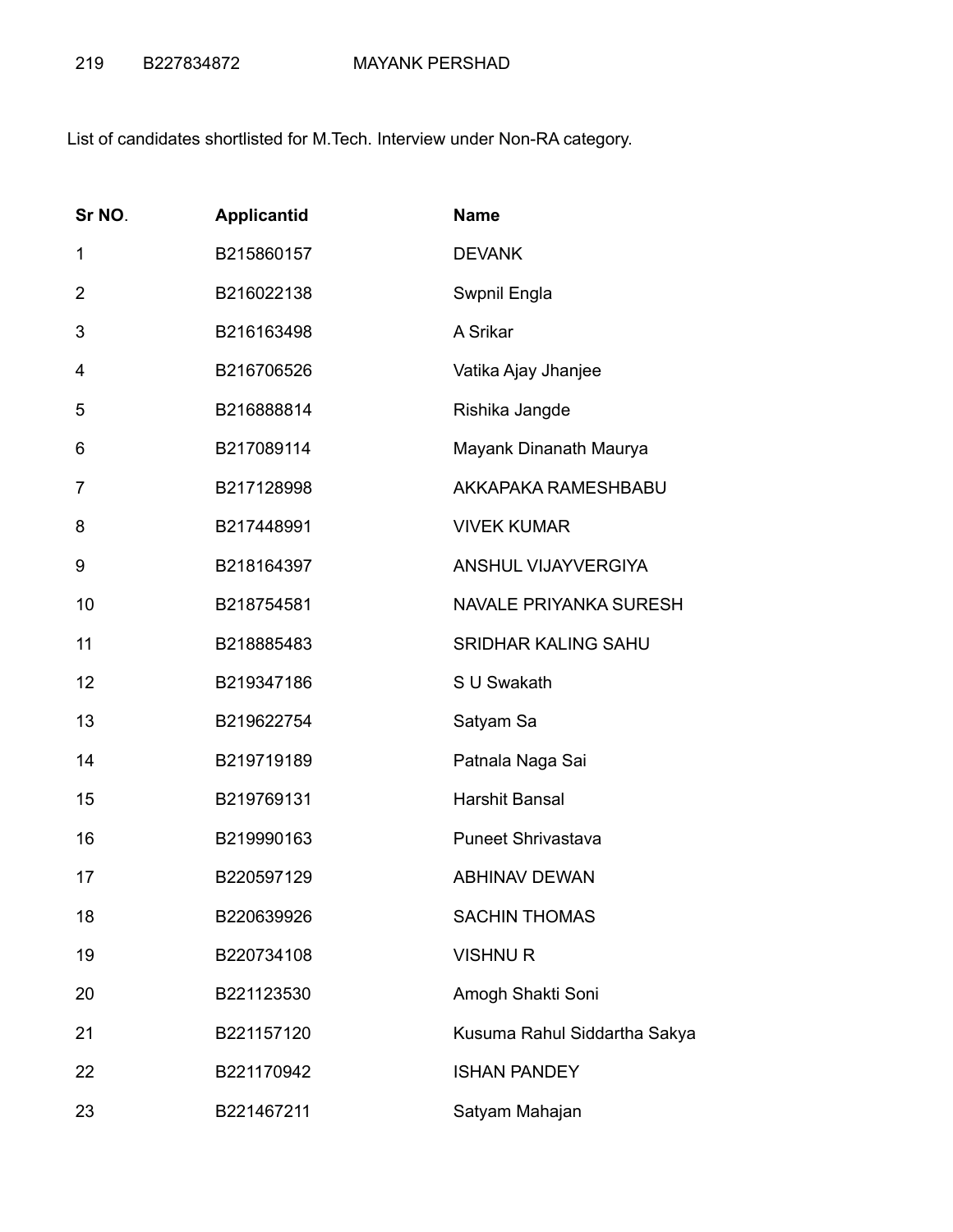| 219 | B227834872 | MAYANK PERSHAD |
|---|---|---|

List of candidates shortlisted for M.Tech. Interview under Non-RA category.

| Sr NO. | Applicantid | Name |
|---|---|---|
| 1 | B215860157 | DEVANK |
| 2 | B216022138 | Swpnil Engla |
| 3 | B216163498 | A Srikar |
| 4 | B216706526 | Vatika Ajay Jhanjee |
| 5 | B216888814 | Rishika Jangde |
| 6 | B217089114 | Mayank Dinanath Maurya |
| 7 | B217128998 | AKKAPAKA RAMESHBABU |
| 8 | B217448991 | VIVEK KUMAR |
| 9 | B218164397 | ANSHUL VIJAYVERGIYA |
| 10 | B218754581 | NAVALE PRIYANKA SURESH |
| 11 | B218885483 | SRIDHAR KALING SAHU |
| 12 | B219347186 | S U Swakath |
| 13 | B219622754 | Satyam Sa |
| 14 | B219719189 | Patnala Naga Sai |
| 15 | B219769131 | Harshit Bansal |
| 16 | B219990163 | Puneet Shrivastava |
| 17 | B220597129 | ABHINAV DEWAN |
| 18 | B220639926 | SACHIN THOMAS |
| 19 | B220734108 | VISHNU R |
| 20 | B221123530 | Amogh Shakti Soni |
| 21 | B221157120 | Kusuma Rahul Siddartha Sakya |
| 22 | B221170942 | ISHAN PANDEY |
| 23 | B221467211 | Satyam Mahajan |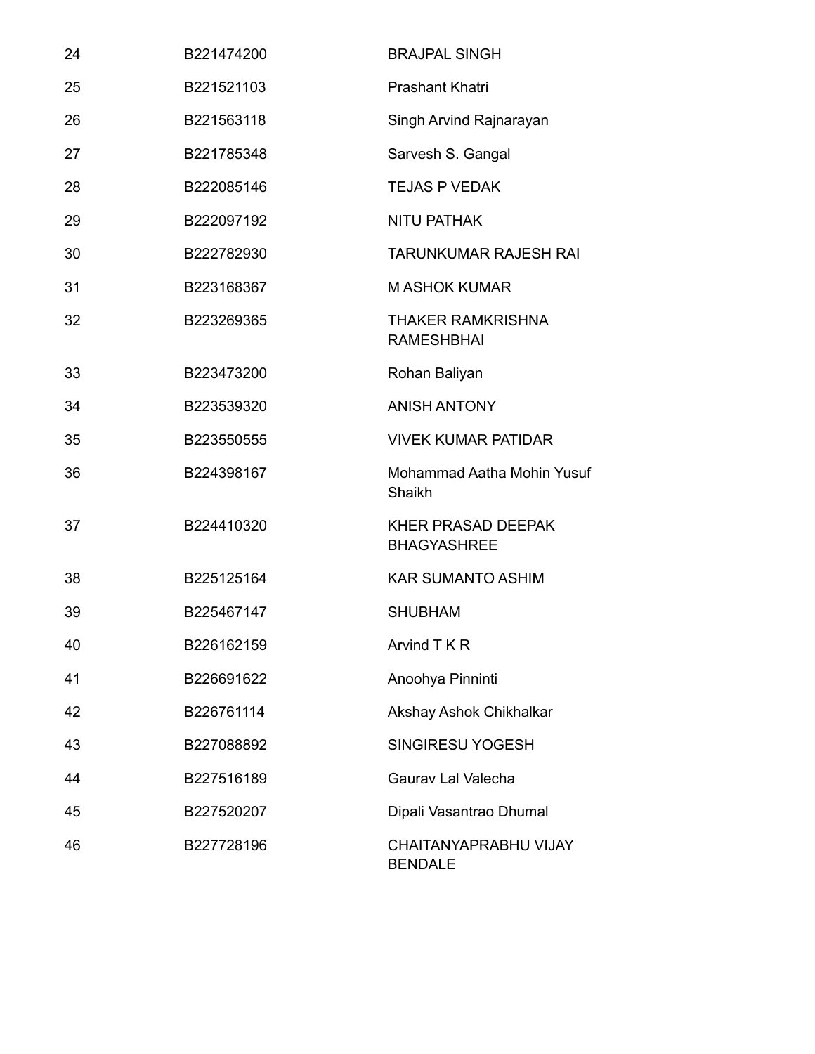| | | |
|---|---|---|
| 24 | B221474200 | BRAJPAL SINGH |
| 25 | B221521103 | Prashant Khatri |
| 26 | B221563118 | Singh Arvind Rajnarayan |
| 27 | B221785348 | Sarvesh S. Gangal |
| 28 | B222085146 | TEJAS P VEDAK |
| 29 | B222097192 | NITU PATHAK |
| 30 | B222782930 | TARUNKUMAR RAJESH RAI |
| 31 | B223168367 | M ASHOK KUMAR |
| 32 | B223269365 | THAKER RAMKRISHNA RAMESHBHAI |
| 33 | B223473200 | Rohan Baliyan |
| 34 | B223539320 | ANISH ANTONY |
| 35 | B223550555 | VIVEK KUMAR PATIDAR |
| 36 | B224398167 | Mohammad Aatha Mohin Yusuf Shaikh |
| 37 | B224410320 | KHER PRASAD DEEPAK BHAGYASHREE |
| 38 | B225125164 | KAR SUMANTO ASHIM |
| 39 | B225467147 | SHUBHAM |
| 40 | B226162159 | Arvind T K R |
| 41 | B226691622 | Anoohya Pinninti |
| 42 | B226761114 | Akshay Ashok Chikhalkar |
| 43 | B227088892 | SINGIRESU YOGESH |
| 44 | B227516189 | Gaurav Lal Valecha |
| 45 | B227520207 | Dipali Vasantrao Dhumal |
| 46 | B227728196 | CHAITANYAPRABHU VIJAY BENDALE |